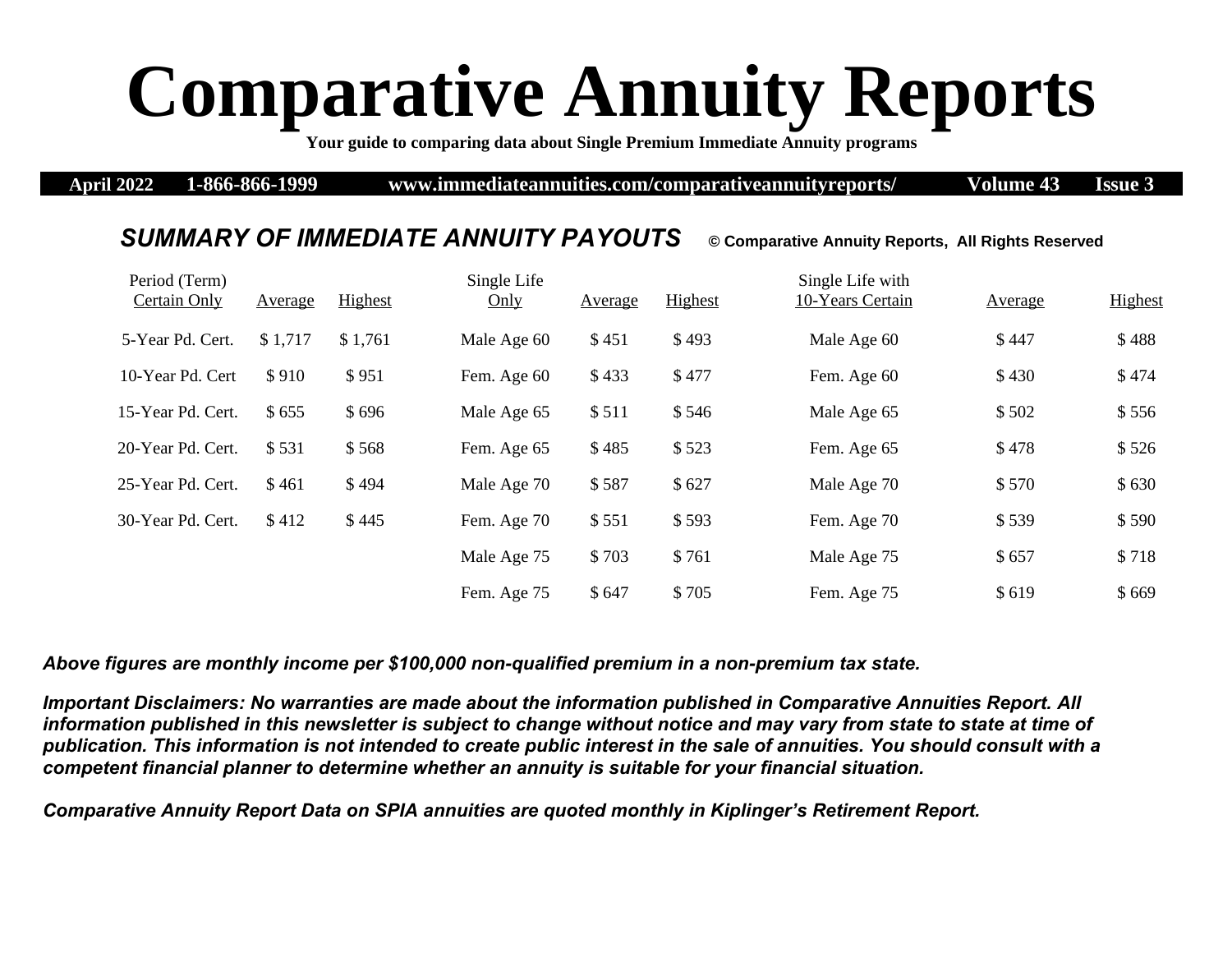# Comparative Annuity Reports

**Your guide to comparing data about Single Premium Immediate Annuity programs**

**April 2022 1-866-866-1999 www.immediateannuities.com/comparativeannuityreports/ Volume 43 Issue 3**

## *SUMMARY OF IMMEDIATE ANNUITY PAYOUTS* © Comparative Annuity Reports, All Rights Reserved

| Period (Term) Certain Only | Average | Highest | Single Life Only | Average | Highest | Single Life with 10-Years Certain | Average | Highest |
|---|---|---|---|---|---|---|---|---|
| 5-Year Pd. Cert. | $ 1,717 | $ 1,761 | Male Age 60 | $ 451 | $ 493 | Male Age 60 | $ 447 | $ 488 |
| 10-Year Pd. Cert | $ 910 | $ 951 | Fem. Age 60 | $ 433 | $ 477 | Fem. Age 60 | $ 430 | $ 474 |
| 15-Year Pd. Cert. | $ 655 | $ 696 | Male Age 65 | $ 511 | $ 546 | Male Age 65 | $ 502 | $ 556 |
| 20-Year Pd. Cert. | $ 531 | $ 568 | Fem. Age 65 | $ 485 | $ 523 | Fem. Age 65 | $ 478 | $ 526 |
| 25-Year Pd. Cert. | $ 461 | $ 494 | Male Age 70 | $ 587 | $ 627 | Male Age 70 | $ 570 | $ 630 |
| 30-Year Pd. Cert. | $ 412 | $ 445 | Fem. Age 70 | $ 551 | $ 593 | Fem. Age 70 | $ 539 | $ 590 |
| | | | Male Age 75 | $ 703 | $ 761 | Male Age 75 | $ 657 | $ 718 |
| | | | Fem. Age 75 | $ 647 | $ 705 | Fem. Age 75 | $ 619 | $ 669 |

***Above figures are monthly income per $100,000 non-qualified premium in a non-premium tax state.***

***Important Disclaimers: No warranties are made about the information published in Comparative Annuities Report. All information published in this newsletter is subject to change without notice and may vary from state to state at time of publication. This information is not intended to create public interest in the sale of annuities. You should consult with a competent financial planner to determine whether an annuity is suitable for your financial situation.***

***Comparative Annuity Report Data on SPIA annuities are quoted monthly in Kiplinger's Retirement Report.***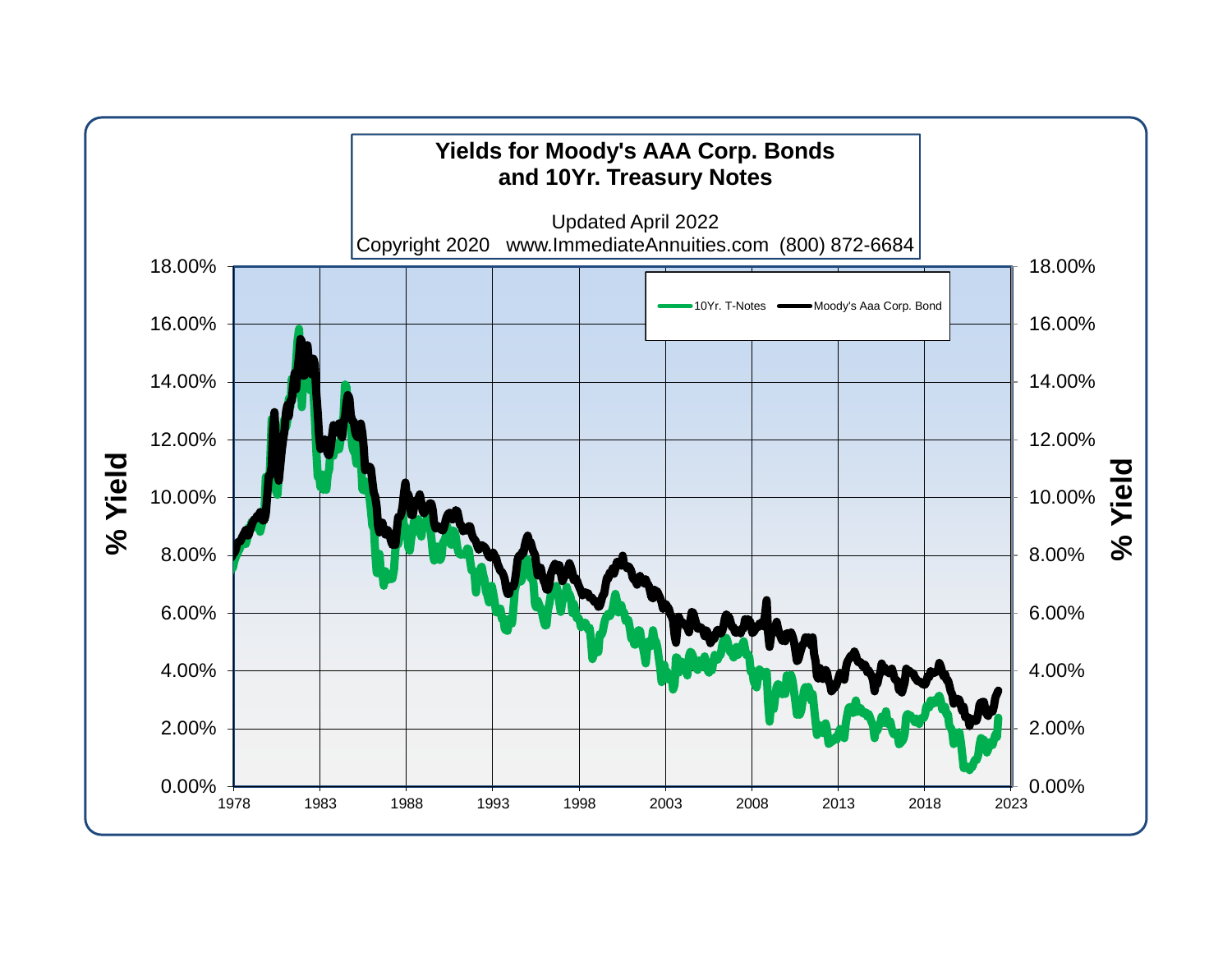**Yields for Moody's AAA Corp. Bonds and 10Yr. Treasury Notes**

Updated April 2022

Copyright 2020 www.ImmediateAnnuities.com (800) 872-6684

Legend: 10Yr. T-Notes; Moody's Aaa Corp. Bond

Y-axis (left and right): % Yield — 0.00%, 2.00%, 4.00%, 6.00%, 8.00%, 10.00%, 12.00%, 14.00%, 16.00%, 18.00%

X-axis: 1978, 1983, 1988, 1993, 1998, 2003, 2008, 2013, 2018, 2023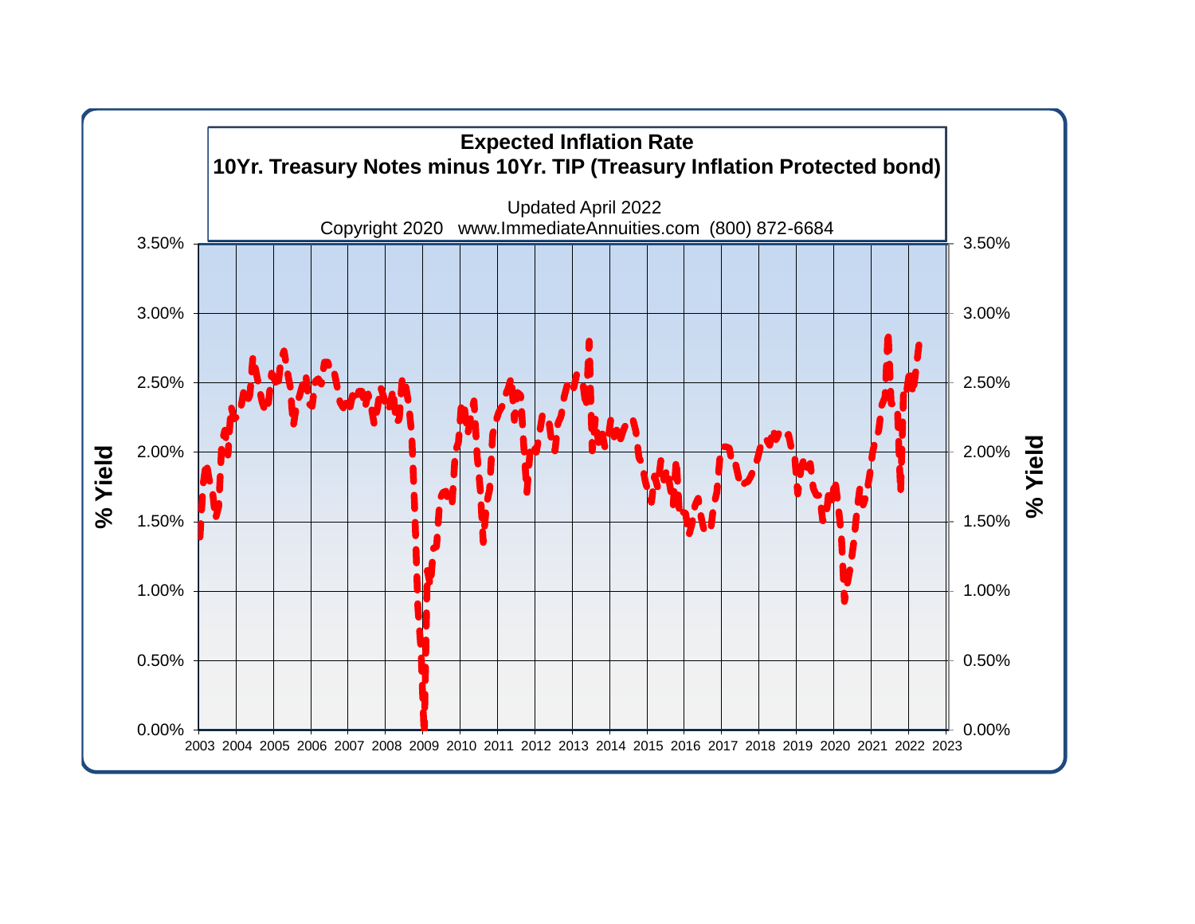**Expected Inflation Rate**

**10Yr. Treasury Notes minus 10Yr. TIP (Treasury Inflation Protected bond)**

Updated April 2022

Copyright 2020 www.ImmediateAnnuities.com (800) 872-6684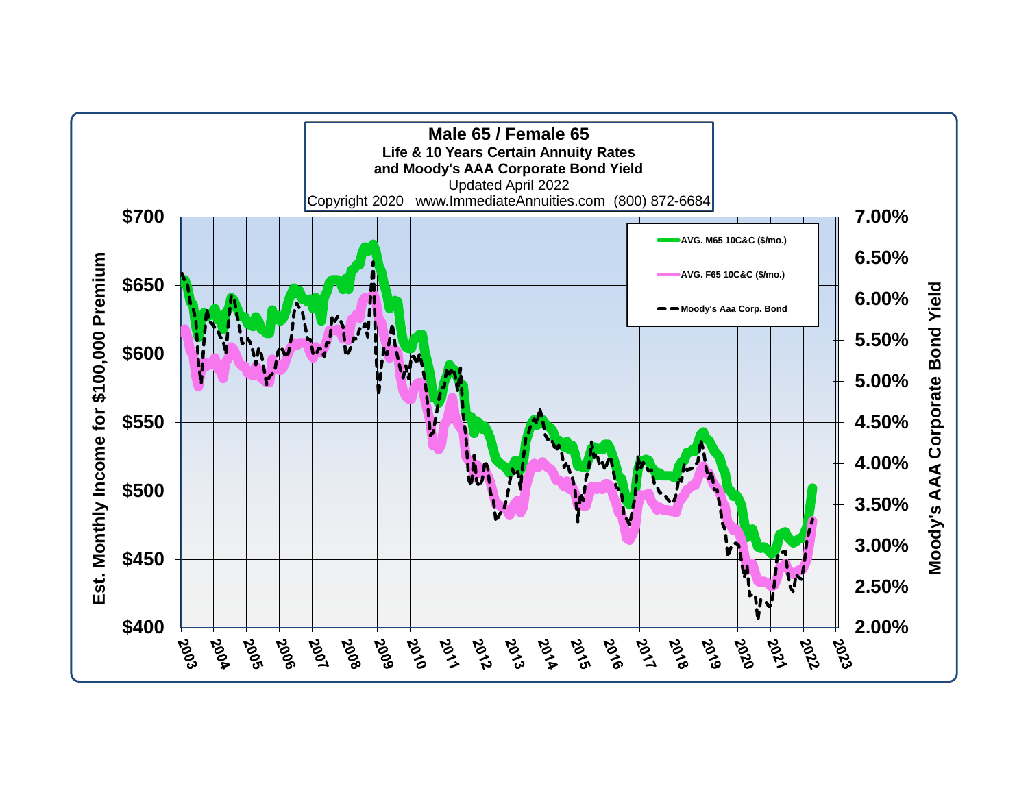# Male 65 / Female 65

**Life & 10 Years Certain Annuity Rates and Moody's AAA Corporate Bond Yield**

Updated April 2022

Copyright 2020 www.ImmediateAnnuities.com (800) 872-6684

Legend:
- AVG. M65 10C&C ($/mo.)
- AVG. F65 10C&C ($/mo.)
- Moody's Aaa Corp. Bond

Left axis: Est. Monthly Income for $100,000 Premium ($400 – $700)

Right axis: Moody's AAA Corporate Bond Yield (2.00% – 7.00%)

X-axis: 2003 – 2023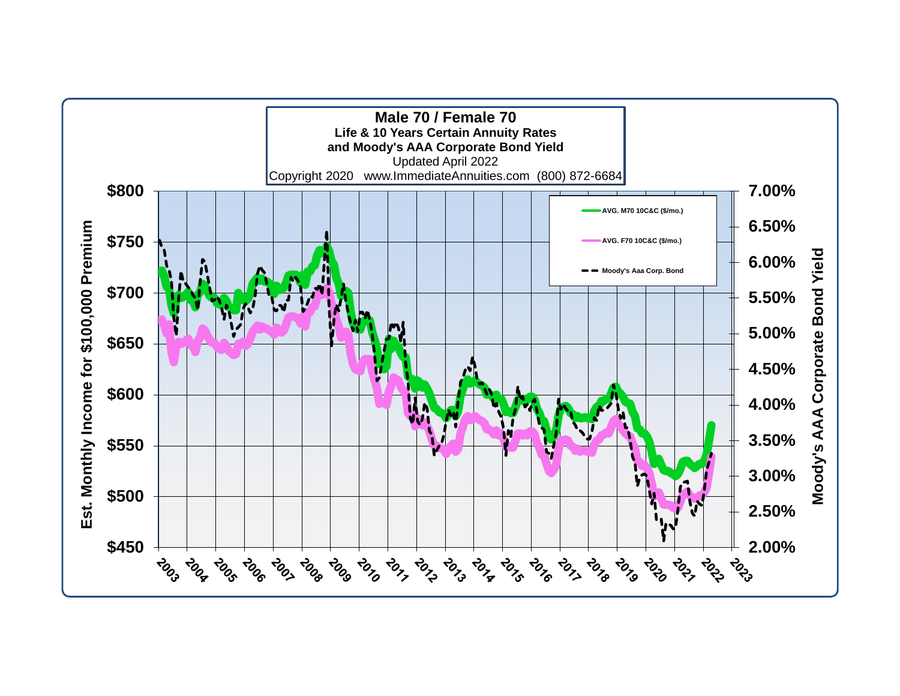# Male 70 / Female 70

**Life & 10 Years Certain Annuity Rates**
**and Moody's AAA Corporate Bond Yield**

Updated April 2022

Copyright 2020 www.ImmediateAnnuities.com (800) 872-6684

- AVG. M70 10C&C ($/mo.)
- AVG. F70 10C&C ($/mo.)
- Moody's Aaa Corp. Bond

Est. Monthly Income for $100,000 Premium: $450, $500, $550, $600, $650, $700, $750, $800

Moody's AAA Corporate Bond Yield: 2.00%, 2.50%, 3.00%, 3.50%, 4.00%, 4.50%, 5.00%, 5.50%, 6.00%, 6.50%, 7.00%

Years: 2003, 2004, 2005, 2006, 2007, 2008, 2009, 2010, 2011, 2012, 2013, 2014, 2015, 2016, 2017, 2018, 2019, 2020, 2021, 2022, 2023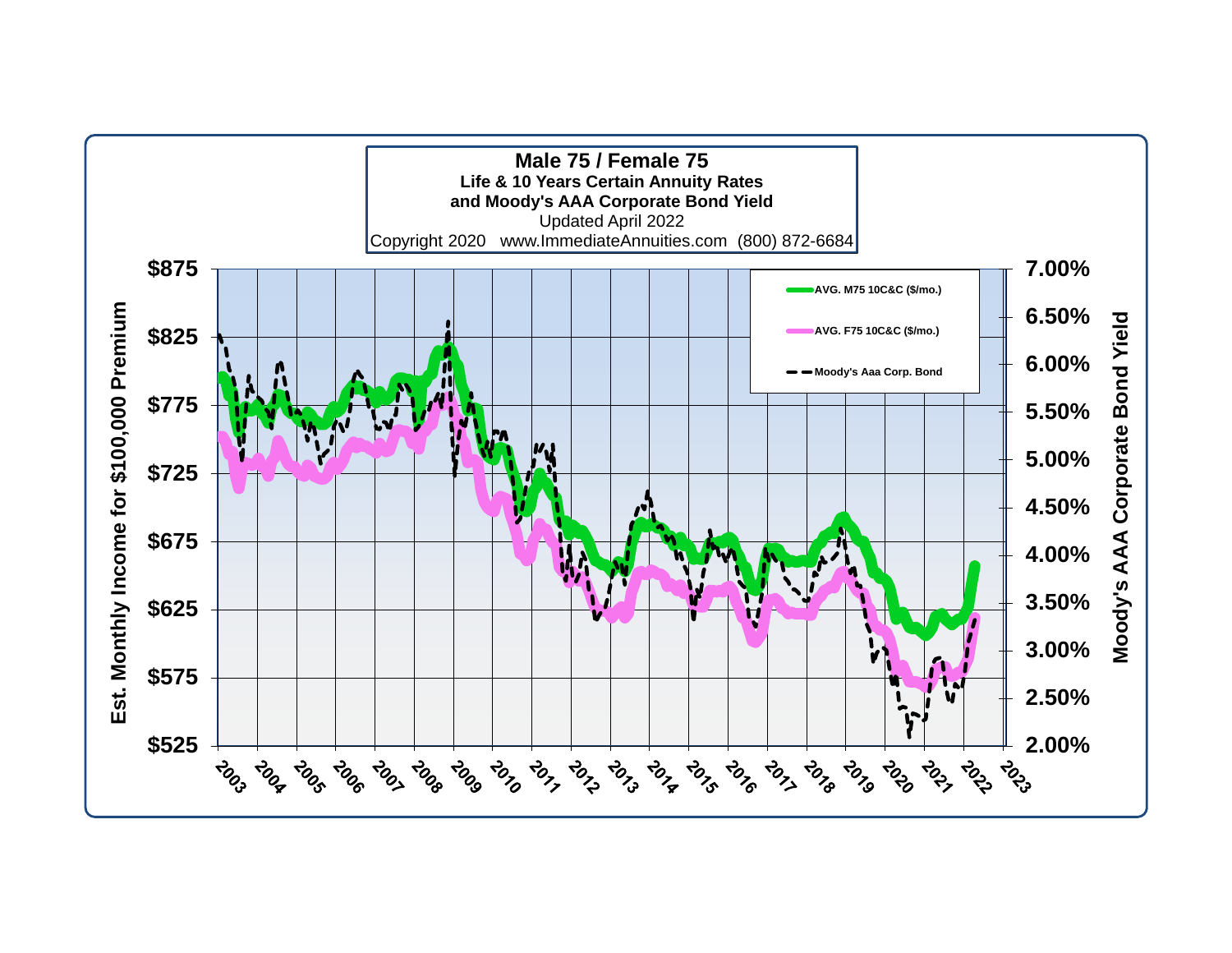**Male 75 / Female 75**

**Life & 10 Years Certain Annuity Rates**

**and Moody's AAA Corporate Bond Yield**

Updated April 2022

Copyright 2020 www.ImmediateAnnuities.com (800) 872-6684

Est. Monthly Income for $100,000 Premium

$875
$825
$775
$725
$675
$625
$575
$525

Moody's AAA Corporate Bond Yield

7.00%
6.50%
6.00%
5.50%
5.00%
4.50%
4.00%
3.50%
3.00%
2.50%
2.00%

AVG. M75 10C&C ($/mo.)

AVG. F75 10C&C ($/mo.)

Moody's Aaa Corp. Bond

2003 2004 2005 2006 2007 2008 2009 2010 2011 2012 2013 2014 2015 2016 2017 2018 2019 2020 2021 2022 2023